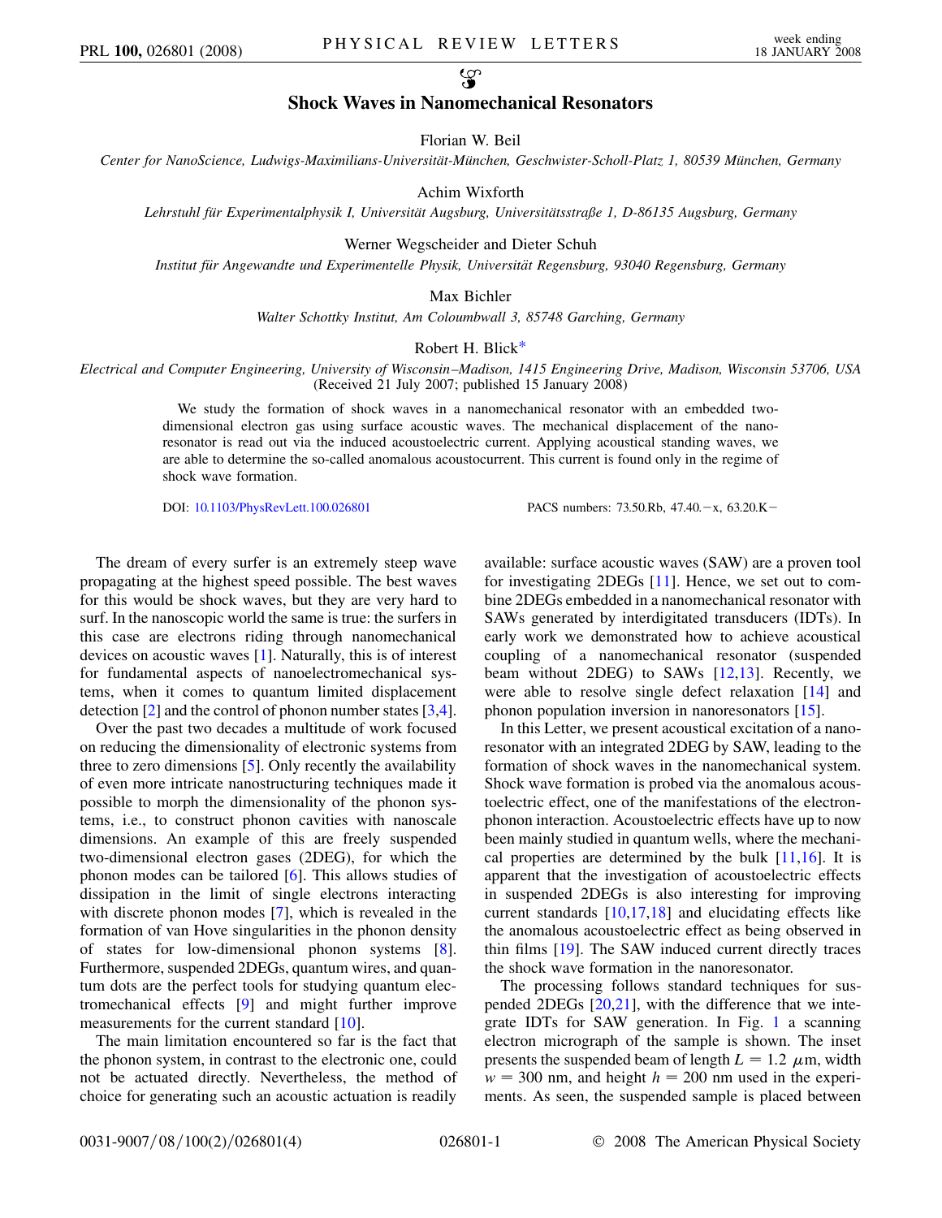# Shock Waves in Nanomechanical Resonators

Florian W. Beil

*Center for NanoScience, Ludwigs-Maximilians-Universität-München, Geschwister-Scholl-Platz 1, 80539 München, Germany*

Achim Wixforth

*Lehrstuhl für Experimentalphysik I, Universität Augsburg, Universitätsstraße 1, D-86135 Augsburg, Germany*

Werner Wegscheider and Dieter Schuh

*Institut für Angewandte und Experimentelle Physik, Universität Regensburg, 93040 Regensburg, Germany*

Max Bichler

*Walter Schottky Institut, Am Coloumbwall 3, 85748 Garching, Germany*

Robert H. Blick*

*Electrical and Computer Engineering, University of Wisconsin–Madison, 1415 Engineering Drive, Madison, Wisconsin 53706, USA*

(Received 21 July 2007; published 15 January 2008)

We study the formation of shock waves in a nanomechanical resonator with an embedded two-dimensional electron gas using surface acoustic waves. The mechanical displacement of the nano-resonator is read out via the induced acoustoelectric current. Applying acoustical standing waves, we are able to determine the so-called anomalous acoustocurrent. This current is found only in the regime of shock wave formation.

DOI: 10.1103/PhysRevLett.100.026801 PACS numbers: 73.50.Rb, 47.40.−x, 63.20.K−

The dream of every surfer is an extremely steep wave propagating at the highest speed possible. The best waves for this would be shock waves, but they are very hard to surf. In the nanoscopic world the same is true: the surfers in this case are electrons riding through nanomechanical devices on acoustic waves [1]. Naturally, this is of interest for fundamental aspects of nanoelectromechanical systems, when it comes to quantum limited displacement detection [2] and the control of phonon number states [3,4].

Over the past two decades a multitude of work focused on reducing the dimensionality of electronic systems from three to zero dimensions [5]. Only recently the availability of even more intricate nanostructuring techniques made it possible to morph the dimensionality of the phonon systems, i.e., to construct phonon cavities with nanoscale dimensions. An example of this are freely suspended two-dimensional electron gases (2DEG), for which the phonon modes can be tailored [6]. This allows studies of dissipation in the limit of single electrons interacting with discrete phonon modes [7], which is revealed in the formation of van Hove singularities in the phonon density of states for low-dimensional phonon systems [8]. Furthermore, suspended 2DEGs, quantum wires, and quantum dots are the perfect tools for studying quantum electromechanical effects [9] and might further improve measurements for the current standard [10].

The main limitation encountered so far is the fact that the phonon system, in contrast to the electronic one, could not be actuated directly. Nevertheless, the method of choice for generating such an acoustic actuation is readily available: surface acoustic waves (SAW) are a proven tool for investigating 2DEGs [11]. Hence, we set out to combine 2DEGs embedded in a nanomechanical resonator with SAWs generated by interdigitated transducers (IDTs). In early work we demonstrated how to achieve acoustical coupling of a nanomechanical resonator (suspended beam without 2DEG) to SAWs [12,13]. Recently, we were able to resolve single defect relaxation [14] and phonon population inversion in nanoresonators [15].

In this Letter, we present acoustical excitation of a nanoresonator with an integrated 2DEG by SAW, leading to the formation of shock waves in the nanomechanical system. Shock wave formation is probed via the anomalous acoustoelectric effect, one of the manifestations of the electron-phonon interaction. Acoustoelectric effects have up to now been mainly studied in quantum wells, where the mechanical properties are determined by the bulk [11,16]. It is apparent that the investigation of acoustoelectric effects in suspended 2DEGs is also interesting for improving current standards [10,17,18] and elucidating effects like the anomalous acoustoelectric effect as being observed in thin films [19]. The SAW induced current directly traces the shock wave formation in the nanoresonator.

The processing follows standard techniques for suspended 2DEGs [20,21], with the difference that we integrate IDTs for SAW generation. In Fig. 1 a scanning electron micrograph of the sample is shown. The inset presents the suspended beam of length $L = 1.2\ \mu$m, width $w = 300$ nm, and height $h = 200$ nm used in the experiments. As seen, the suspended sample is placed between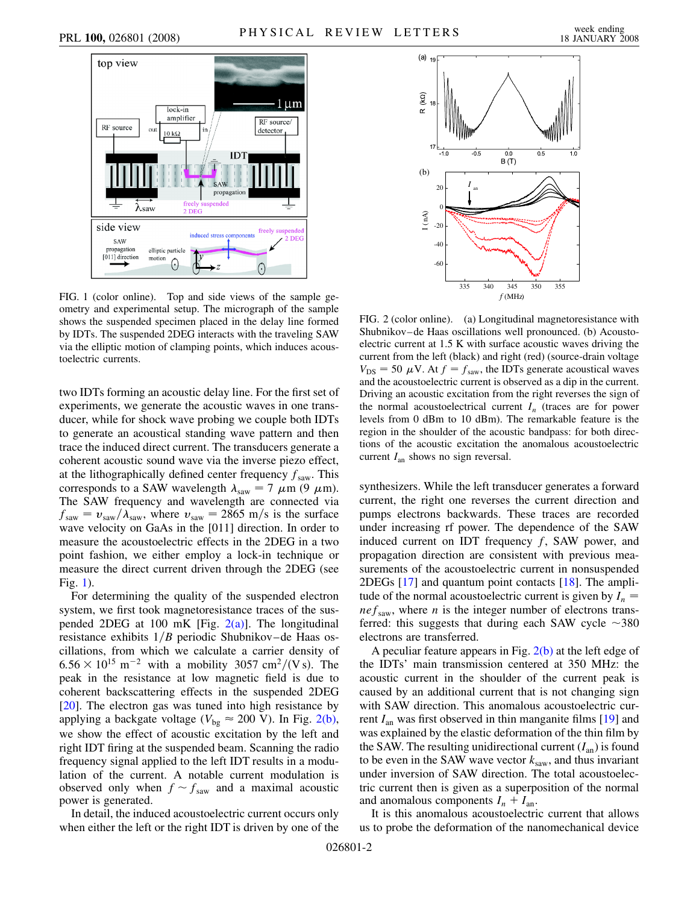FIG. 1 (color online). Top and side views of the sample geometry and experimental setup. The micrograph of the sample shows the suspended specimen placed in the delay line formed by IDTs. The suspended 2DEG interacts with the traveling SAW via the elliptic motion of clamping points, which induces acoustoelectric currents.

two IDTs forming an acoustic delay line. For the first set of experiments, we generate the acoustic waves in one transducer, while for shock wave probing we couple both IDTs to generate an acoustical standing wave pattern and then trace the induced direct current. The transducers generate a coherent acoustic sound wave via the inverse piezo effect, at the lithographically defined center frequency $f_{\mathrm{saw}}$. This corresponds to a SAW wavelength $\lambda_{\mathrm{saw}} = 7\ \mu\mathrm{m}$ ($9\ \mu\mathrm{m}$). The SAW frequency and wavelength are connected via $f_{\mathrm{saw}} = v_{\mathrm{saw}}/\lambda_{\mathrm{saw}}$, where $v_{\mathrm{saw}} = 2865$ m/s is the surface wave velocity on GaAs in the [011] direction. In order to measure the acoustoelectric effects in the 2DEG in a two point fashion, we either employ a lock-in technique or measure the direct current driven through the 2DEG (see Fig. 1).

For determining the quality of the suspended electron system, we first took magnetoresistance traces of the suspended 2DEG at 100 mK [Fig. 2(a)]. The longitudinal resistance exhibits $1/B$ periodic Shubnikov–de Haas oscillations, from which we calculate a carrier density of $6.56 \times 10^{15}\ \mathrm{m}^{-2}$ with a mobility $3057\ \mathrm{cm}^2/(\mathrm{V\,s})$. The peak in the resistance at low magnetic field is due to coherent backscattering effects in the suspended 2DEG [20]. The electron gas was tuned into high resistance by applying a backgate voltage ($V_{\mathrm{bg}} \approx 200$ V). In Fig. 2(b), we show the effect of acoustic excitation by the left and right IDT firing at the suspended beam. Scanning the radio frequency signal applied to the left IDT results in a modulation of the current. A notable current modulation is observed only when $f \sim f_{\mathrm{saw}}$ and a maximal acoustic power is generated.

In detail, the induced acoustoelectric current occurs only when either the left or the right IDT is driven by one of the synthesizers. While the left transducer generates a forward current, the right one reverses the current direction and pumps electrons backwards. These traces are recorded under increasing rf power. The dependence of the SAW induced current on IDT frequency $f$, SAW power, and propagation direction are consistent with previous measurements of the acoustoelectric current in nonsuspended 2DEGs [17] and quantum point contacts [18]. The amplitude of the normal acoustoelectric current is given by $I_n = nef_{\mathrm{saw}}$, where $n$ is the integer number of electrons transferred: this suggests that during each SAW cycle $\sim$380 electrons are transferred.

A peculiar feature appears in Fig. 2(b) at the left edge of the IDTs' main transmission centered at 350 MHz: the acoustic current in the shoulder of the current peak is caused by an additional current that is not changing sign with SAW direction. This anomalous acoustoelectric current $I_{\mathrm{an}}$ was first observed in thin manganite films [19] and was explained by the elastic deformation of the thin film by the SAW. The resulting unidirectional current ($I_{\mathrm{an}}$) is found to be even in the SAW wave vector $k_{\mathrm{saw}}$, and thus invariant under inversion of SAW direction. The total acoustoelectric current then is given as a superposition of the normal and anomalous components $I_n + I_{\mathrm{an}}$.

It is this anomalous acoustoelectric current that allows us to probe the deformation of the nanomechanical device

FIG. 2 (color online). (a) Longitudinal magnetoresistance with Shubnikov–de Haas oscillations well pronounced. (b) Acoustoelectric current at 1.5 K with surface acoustic waves driving the current from the left (black) and right (red) (source-drain voltage $V_{\mathrm{DS}} = 50\ \mu\mathrm{V}$. At $f = f_{\mathrm{saw}}$, the IDTs generate acoustical waves and the acoustoelectric current is observed as a dip in the current. Driving an acoustic excitation from the right reverses the sign of the normal acoustoelectrical current $I_n$ (traces are for power levels from 0 dBm to 10 dBm). The remarkable feature is the region in the shoulder of the acoustic bandpass: for both directions of the acoustic excitation the anomalous acoustoelectric current $I_{\mathrm{an}}$ shows no sign reversal.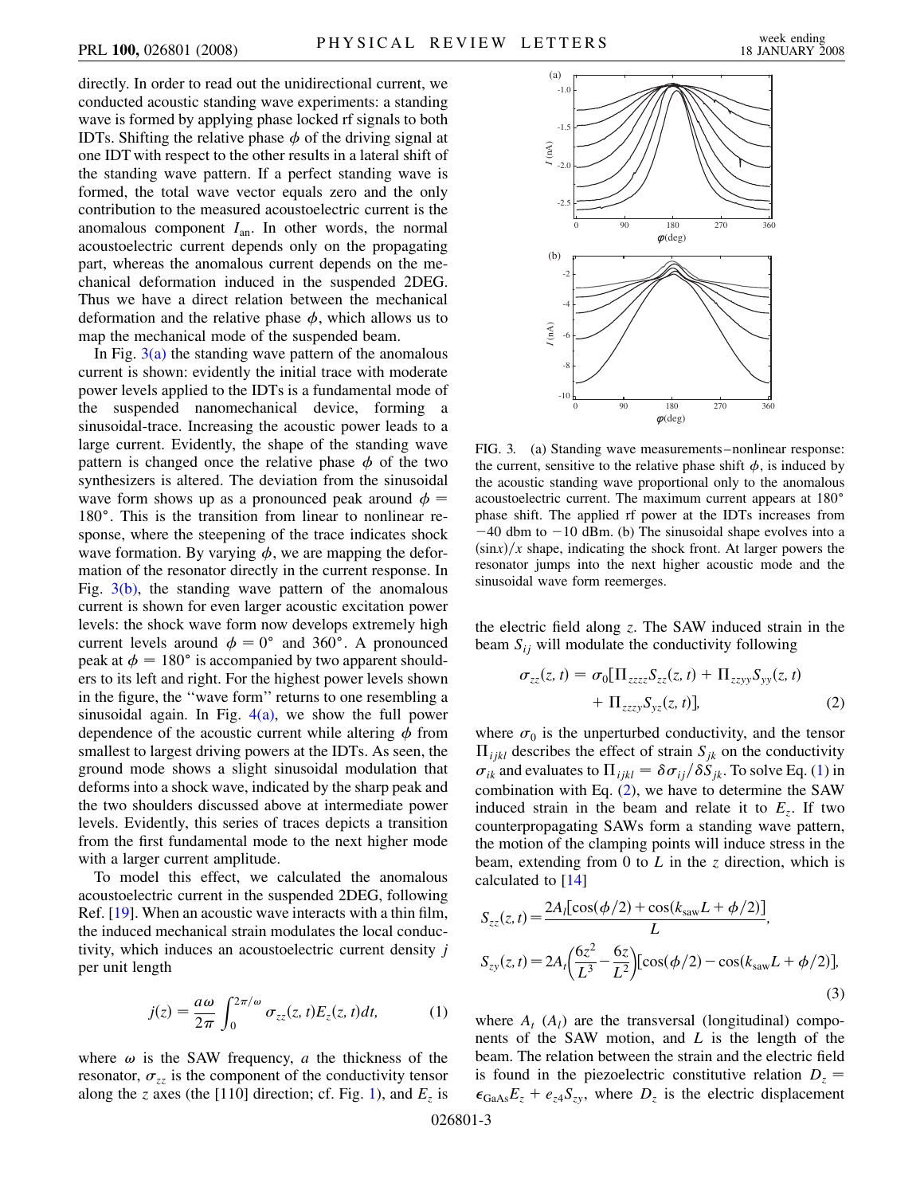directly. In order to read out the unidirectional current, we conducted acoustic standing wave experiments: a standing wave is formed by applying phase locked rf signals to both IDTs. Shifting the relative phase $\phi$ of the driving signal at one IDT with respect to the other results in a lateral shift of the standing wave pattern. If a perfect standing wave is formed, the total wave vector equals zero and the only contribution to the measured acoustoelectric current is the anomalous component $I_{\text{an}}$. In other words, the normal acoustoelectric current depends only on the propagating part, whereas the anomalous current depends on the mechanical deformation induced in the suspended 2DEG. Thus we have a direct relation between the mechanical deformation and the relative phase $\phi$, which allows us to map the mechanical mode of the suspended beam.

In Fig. 3(a) the standing wave pattern of the anomalous current is shown: evidently the initial trace with moderate power levels applied to the IDTs is a fundamental mode of the suspended nanomechanical device, forming a sinusoidal-trace. Increasing the acoustic power leads to a large current. Evidently, the shape of the standing wave pattern is changed once the relative phase $\phi$ of the two synthesizers is altered. The deviation from the sinusoidal wave form shows up as a pronounced peak around $\phi = 180°$. This is the transition from linear to nonlinear response, where the steepening of the trace indicates shock wave formation. By varying $\phi$, we are mapping the deformation of the resonator directly in the current response. In Fig. 3(b), the standing wave pattern of the anomalous current is shown for even larger acoustic excitation power levels: the shock wave form now develops extremely high current levels around $\phi = 0°$ and $360°$. A pronounced peak at $\phi = 180°$ is accompanied by two apparent shoulders to its left and right. For the highest power levels shown in the figure, the "wave form" returns to one resembling a sinusoidal again. In Fig. 4(a), we show the full power dependence of the acoustic current while altering $\phi$ from smallest to largest driving powers at the IDTs. As seen, the ground mode shows a slight sinusoidal modulation that deforms into a shock wave, indicated by the sharp peak and the two shoulders discussed above at intermediate power levels. Evidently, this series of traces depicts a transition from the first fundamental mode to the next higher mode with a larger current amplitude.

To model this effect, we calculated the anomalous acoustoelectric current in the suspended 2DEG, following Ref. [19]. When an acoustic wave interacts with a thin film, the induced mechanical strain modulates the local conductivity, which induces an acoustoelectric current density $j$ per unit length

$$j(z) = \frac{a\omega}{2\pi} \int_0^{2\pi/\omega} \sigma_{zz}(z,t) E_z(z,t) dt, \tag{1}$$

where $\omega$ is the SAW frequency, $a$ the thickness of the resonator, $\sigma_{zz}$ is the component of the conductivity tensor along the $z$ axes (the [110] direction; cf. Fig. 1), and $E_z$ is the electric field along $z$. The SAW induced strain in the beam $S_{ij}$ will modulate the conductivity following

$$\sigma_{zz}(z,t) = \sigma_0[\Pi_{zzzz} S_{zz}(z,t) + \Pi_{zzyy} S_{yy}(z,t) + \Pi_{zzzy} S_{yz}(z,t)], \tag{2}$$

where $\sigma_0$ is the unperturbed conductivity, and the tensor $\Pi_{ijkl}$ describes the effect of strain $S_{jk}$ on the conductivity $\sigma_{ik}$ and evaluates to $\Pi_{ijkl} = \delta\sigma_{ij}/\delta S_{jk}$. To solve Eq. (1) in combination with Eq. (2), we have to determine the SAW induced strain in the beam and relate it to $E_z$. If two counterpropagating SAWs form a standing wave pattern, the motion of the clamping points will induce stress in the beam, extending from 0 to $L$ in the $z$ direction, which is calculated to [14]

$$S_{zz}(z,t) = \frac{2A_l[\cos(\phi/2) + \cos(k_{\text{saw}}L + \phi/2)]}{L},$$
$$S_{zy}(z,t) = 2A_t\left(\frac{6z^2}{L^3} - \frac{6z}{L^2}\right)[\cos(\phi/2) - \cos(k_{\text{saw}}L + \phi/2)], \tag{3}$$

where $A_t$ ($A_l$) are the transversal (longitudinal) components of the SAW motion, and $L$ is the length of the beam. The relation between the strain and the electric field is found in the piezoelectric constitutive relation $D_z = \epsilon_{\text{GaAs}} E_z + e_{z4} S_{zy}$, where $D_z$ is the electric displacement

FIG. 3. (a) Standing wave measurements–nonlinear response: the current, sensitive to the relative phase shift $\phi$, is induced by the acoustic standing wave proportional only to the anomalous acoustoelectric current. The maximum current appears at 180° phase shift. The applied rf power at the IDTs increases from −40 dbm to −10 dBm. (b) The sinusoidal shape evolves into a $(\sin x)/x$ shape, indicating the shock front. At larger powers the resonator jumps into the next higher acoustic mode and the sinusoidal wave form reemerges.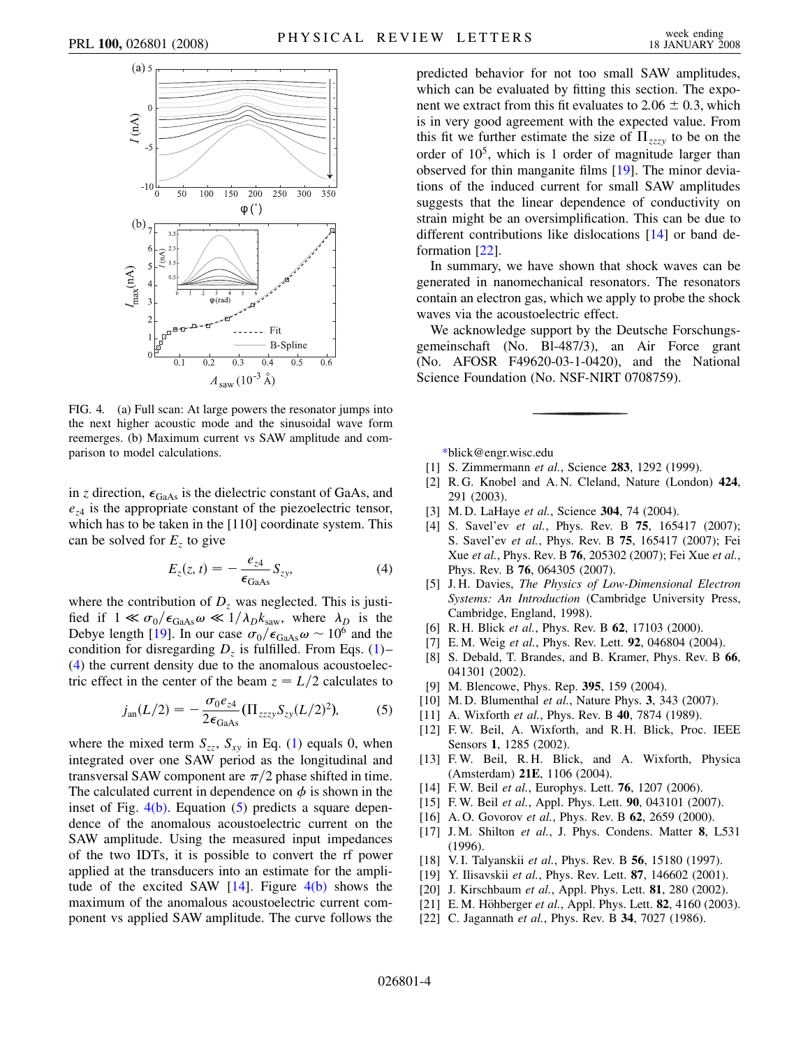(a) 5
0
-5
-10
$I$ (nA)
0 50 100 150 200 250 300 350
φ(°)

(b)
$I_{max}$(nA)
7
6
5
4
3
2
1
0
0.1 0.2 0.3 0.4 0.5 0.6
$A_{saw}$ ($10^{-3}$ Å)
3.5
2.5
1.5
0.5
$I$ (nA)
0 1 2 3 4 5 6
φ (rad)
Fit
B-Spline

FIG. 4. (a) Full scan: At large powers the resonator jumps into the next higher acoustic mode and the sinusoidal wave form reemerges. (b) Maximum current vs SAW amplitude and comparison to model calculations.

in $z$ direction, $\epsilon_{\mathrm{GaAs}}$ is the dielectric constant of GaAs, and $e_{z4}$ is the appropriate constant of the piezoelectric tensor, which has to be taken in the [110] coordinate system. This can be solved for $E_z$ to give

$$E_z(z, t) = -\frac{e_{z4}}{\epsilon_{\mathrm{GaAs}}} S_{zy}, \tag{4}$$

where the contribution of $D_z$ was neglected. This is justified if $1 \ll \sigma_0/\epsilon_{\mathrm{GaAs}}\omega \ll 1/\lambda_D k_{\mathrm{saw}}$, where $\lambda_D$ is the Debye length [19]. In our case $\sigma_0/\epsilon_{\mathrm{GaAs}}\omega \sim 10^6$ and the condition for disregarding $D_z$ is fulfilled. From Eqs. (1)–(4) the current density due to the anomalous acoustoelectric effect in the center of the beam $z = L/2$ calculates to

$$j_{\mathrm{an}}(L/2) = -\frac{\sigma_0 e_{z4}}{2\epsilon_{\mathrm{GaAs}}} (\Pi_{zzzy} S_{zy}(L/2)^2), \tag{5}$$

where the mixed term $S_{zz}$, $S_{xy}$ in Eq. (1) equals 0, when integrated over one SAW period as the longitudinal and transversal SAW component are $\pi/2$ phase shifted in time. The calculated current in dependence on $\phi$ is shown in the inset of Fig. 4(b). Equation (5) predicts a square dependence of the anomalous acoustoelectric current on the SAW amplitude. Using the measured input impedances of the two IDTs, it is possible to convert the rf power applied at the transducers into an estimate for the amplitude of the excited SAW [14]. Figure 4(b) shows the maximum of the anomalous acoustoelectric current component vs applied SAW amplitude. The curve follows the predicted behavior for not too small SAW amplitudes, which can be evaluated by fitting this section. The exponent we extract from this fit evaluates to $2.06 \pm 0.3$, which is in very good agreement with the expected value. From this fit we further estimate the size of $\Pi_{zzzy}$ to be on the order of $10^5$, which is 1 order of magnitude larger than observed for thin manganite films [19]. The minor deviations of the induced current for small SAW amplitudes suggests that the linear dependence of conductivity on strain might be an oversimplification. This can be due to different contributions like dislocations [14] or band deformation [22].

In summary, we have shown that shock waves can be generated in nanomechanical resonators. The resonators contain an electron gas, which we apply to probe the shock waves via the acoustoelectric effect.

We acknowledge support by the Deutsche Forschungsgemeinschaft (No. Bl-487/3), an Air Force grant (No. AFOSR F49620-03-1-0420), and the National Science Foundation (No. NSF-NIRT 0708759).

---

*blick@engr.wisc.edu

[1] S. Zimmermann *et al.*, Science **283**, 1292 (1999).
[2] R. G. Knobel and A. N. Cleland, Nature (London) **424**, 291 (2003).
[3] M. D. LaHaye *et al.*, Science **304**, 74 (2004).
[4] S. Savel'ev *et al.*, Phys. Rev. B **75**, 165417 (2007); S. Savel'ev *et al.*, Phys. Rev. B **75**, 165417 (2007); Fei Xue *et al.*, Phys. Rev. B **76**, 205302 (2007); Fei Xue *et al.*, Phys. Rev. B **76**, 064305 (2007).
[5] J. H. Davies, *The Physics of Low-Dimensional Electron Systems: An Introduction* (Cambridge University Press, Cambridge, England, 1998).
[6] R. H. Blick *et al.*, Phys. Rev. B **62**, 17103 (2000).
[7] E. M. Weig *et al.*, Phys. Rev. Lett. **92**, 046804 (2004).
[8] S. Debald, T. Brandes, and B. Kramer, Phys. Rev. B **66**, 041301 (2002).
[9] M. Blencowe, Phys. Rep. **395**, 159 (2004).
[10] M. D. Blumenthal *et al.*, Nature Phys. **3**, 343 (2007).
[11] A. Wixforth *et al.*, Phys. Rev. B **40**, 7874 (1989).
[12] F. W. Beil, A. Wixforth, and R. H. Blick, Proc. IEEE Sensors **1**, 1285 (2002).
[13] F. W. Beil, R. H. Blick, and A. Wixforth, Physica (Amsterdam) **21E**, 1106 (2004).
[14] F. W. Beil *et al.*, Europhys. Lett. **76**, 1207 (2006).
[15] F. W. Beil *et al.*, Appl. Phys. Lett. **90**, 043101 (2007).
[16] A. O. Govorov *et al.*, Phys. Rev. B **62**, 2659 (2000).
[17] J. M. Shilton *et al.*, J. Phys. Condens. Matter **8**, L531 (1996).
[18] V. I. Talyanskii *et al.*, Phys. Rev. B **56**, 15180 (1997).
[19] Y. Ilisavskii *et al.*, Phys. Rev. Lett. **87**, 146602 (2001).
[20] J. Kirschbaum *et al.*, Appl. Phys. Lett. **81**, 280 (2002).
[21] E. M. Höhberger *et al.*, Appl. Phys. Lett. **82**, 4160 (2003).
[22] C. Jagannath *et al.*, Phys. Rev. B **34**, 7027 (1986).